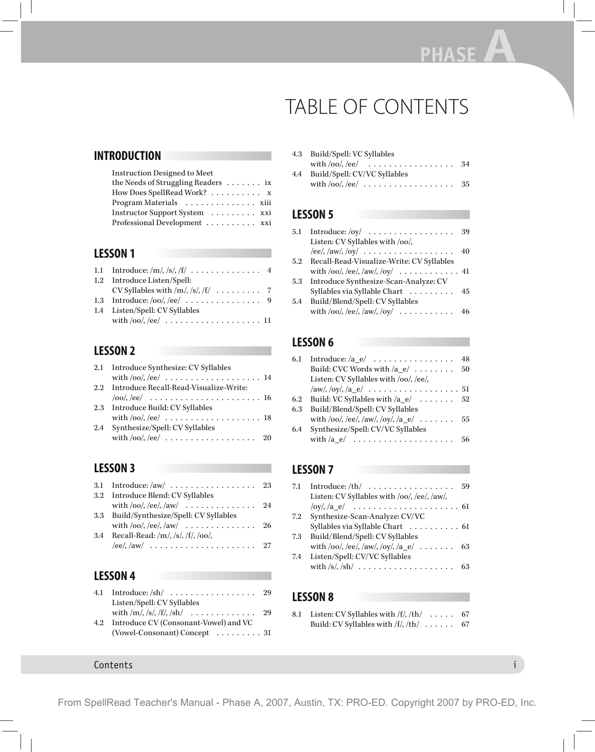# TABLE OF CONTENTS

PHASE A

## INTRODUCTION

Instruction Designed to Meet the Needs of Struggling Readers . . . . . . . ix
How Does SpellRead Work? . . . . . . . . . . x
Program Materials . . . . . . . . . . . . . . xiii
Instructor Support System . . . . . . . . . xxi
Professional Development . . . . . . . . . . xxi

## LESSON 1

1.1 Introduce: /m/, /s/, /f/ . . . . . . . . . . . . . . 4
1.2 Introduce Listen/Spell: CV Syllables with /m/, /s/, /f/ . . . . . . . . . 7
1.3 Introduce: /oo/, /ee/ . . . . . . . . . . . . . . . 9
1.4 Listen/Spell: CV Syllables with /oo/, /ee/ . . . . . . . . . . . . . . . . . . . 11

## LESSON 2

2.1 Introduce Synthesize: CV Syllables with /oo/, /ee/ . . . . . . . . . . . . . . . . . . . 14
2.2 Introduce Recall-Read-Visualize-Write: /oo/, /ee/ . . . . . . . . . . . . . . . . . . . . . . 16
2.3 Introduce Build: CV Syllables with /oo/, /ee/ . . . . . . . . . . . . . . . . . . . 18
2.4 Synthesize/Spell: CV Syllables with /oo/, /ee/ . . . . . . . . . . . . . . . . . . 20

## LESSON 3

3.1 Introduce: /aw/ . . . . . . . . . . . . . . . . . 23
3.2 Introduce Blend: CV Syllables with /oo/, /ee/, /aw/ . . . . . . . . . . . . . . 24
3.3 Build/Synthesize/Spell: CV Syllables with /oo/, /ee/, /aw/ . . . . . . . . . . . . . . 26
3.4 Recall-Read: /m/, /s/, /f/, /oo/, /ee/, /aw/ . . . . . . . . . . . . . . . . . . . . . 27

## LESSON 4

4.1 Introduce: /sh/ . . . . . . . . . . . . . . . . . 29
Listen/Spell: CV Syllables with /m/, /s/, /f/, /sh/ . . . . . . . . . . . . . 29
4.2 Introduce CV (Consonant-Vowel) and VC (Vowel-Consonant) Concept . . . . . . . . . 31
4.3 Build/Spell: VC Syllables with /oo/, /ee/ . . . . . . . . . . . . . . . . . 34
4.4 Build/Spell: CV/VC Syllables with /oo/, /ee/ . . . . . . . . . . . . . . . . . . 35

## LESSON 5

5.1 Introduce: /oy/ . . . . . . . . . . . . . . . . . 39
Listen: CV Syllables with /oo/, /ee/, /aw/, /oy/ . . . . . . . . . . . . . . . . . . 40
5.2 Recall-Read-Visualize-Write: CV Syllables with /oo/, /ee/, /aw/, /oy/ . . . . . . . . . . . . 41
5.3 Introduce Synthesize-Scan-Analyze: CV Syllables via Syllable Chart . . . . . . . . . 45
5.4 Build/Blend/Spell: CV Syllables with /oo/, /ee/, /aw/, /oy/ . . . . . . . . . . . 46

## LESSON 6

6.1 Introduce: /a_e/ . . . . . . . . . . . . . . . . 48
Build: CVC Words with /a_e/ . . . . . . . . 50
Listen: CV Syllables with /oo/, /ee/, /aw/, /oy/, /a_e/ . . . . . . . . . . . . . . . . . . 51
6.2 Build: VC Syllables with /a_e/ . . . . . . . 52
6.3 Build/Blend/Spell: CV Syllables with /oo/, /ee/, /aw/, /oy/, /a_e/ . . . . . . . 55
6.4 Synthesize/Spell: CV/VC Syllables with /a_e/ . . . . . . . . . . . . . . . . . . . . 56

## LESSON 7

7.1 Introduce: /th/ . . . . . . . . . . . . . . . . . 59
Listen: CV Syllables with /oo/, /ee/, /aw/, /oy/, /a_e/ . . . . . . . . . . . . . . . . . . . . . 61
7.2 Synthesize-Scan-Analyze: CV/VC Syllables via Syllable Chart . . . . . . . . . . 61
7.3 Build/Blend/Spell: CV Syllables with /oo/, /ee/, /aw/, /oy/, /a_e/ . . . . . . . 63
7.4 Listen/Spell: CV/VC Syllables with /s/, /sh/ . . . . . . . . . . . . . . . . . . . 63

## LESSON 8

8.1 Listen: CV Syllables with /f/, /th/ . . . . . 67
Build: CV Syllables with /f/, /th/ . . . . . . 67

From SpellRead Teacher's Manual - Phase A, 2007, Austin, TX: PRO-ED. Copyright 2007 by PRO-ED, Inc.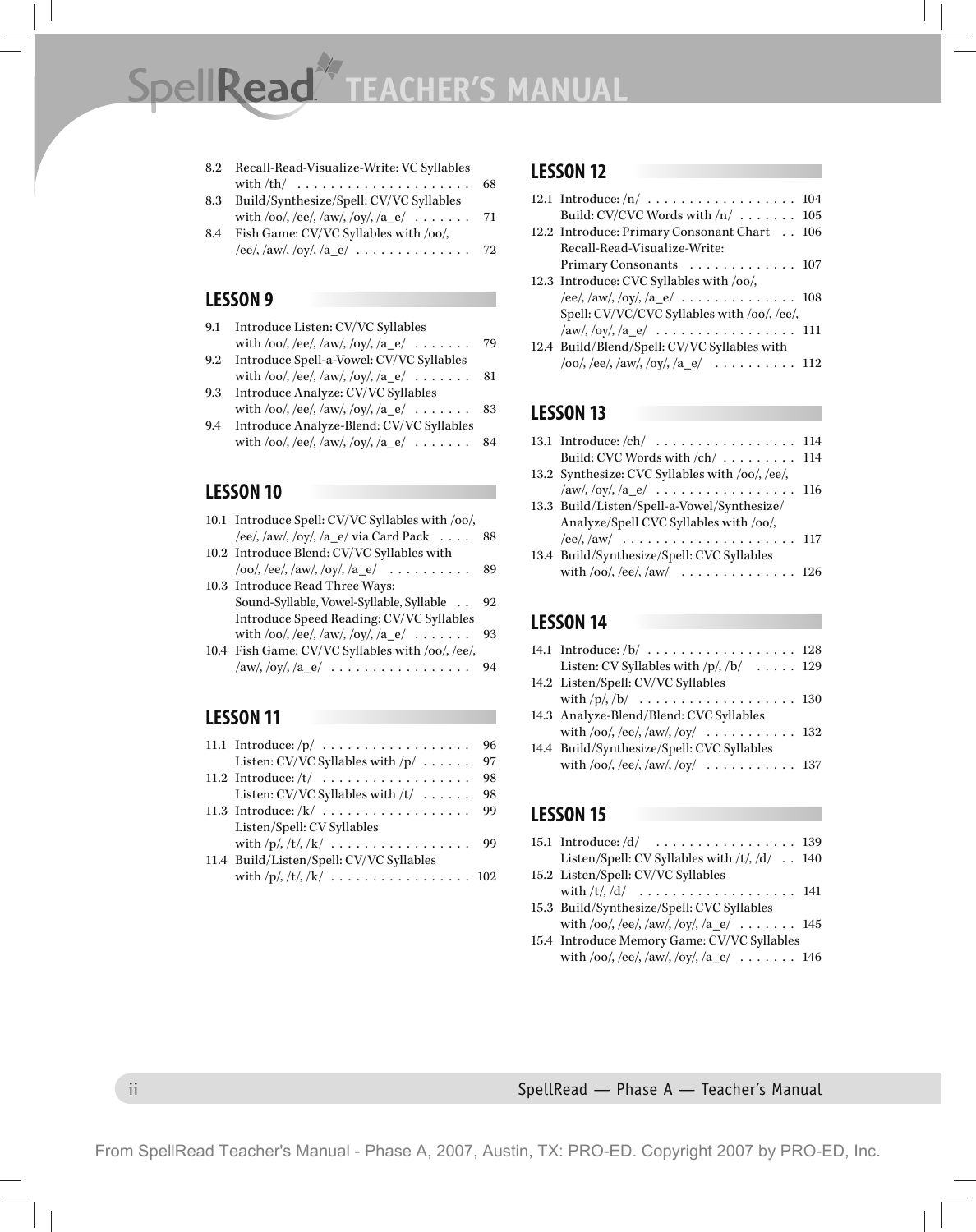8.2 Recall-Read-Visualize-Write: VC Syllables with /th/ . . . . . . . . . . . . . . . . . . . . . 68
8.3 Build/Synthesize/Spell: CV/VC Syllables with /oo/, /ee/, /aw/, /oy/, /a_e/ . . . . . . . 71
8.4 Fish Game: CV/VC Syllables with /oo/, /ee/, /aw/, /oy/, /a_e/ . . . . . . . . . . . . . . 72

## LESSON 9

9.1 Introduce Listen: CV/VC Syllables with /oo/, /ee/, /aw/, /oy/, /a_e/ . . . . . . . 79
9.2 Introduce Spell-a-Vowel: CV/VC Syllables with /oo/, /ee/, /aw/, /oy/, /a_e/ . . . . . . . 81
9.3 Introduce Analyze: CV/VC Syllables with /oo/, /ee/, /aw/, /oy/, /a_e/ . . . . . . . 83
9.4 Introduce Analyze-Blend: CV/VC Syllables with /oo/, /ee/, /aw/, /oy/, /a_e/ . . . . . . . 84

## LESSON 10

10.1 Introduce Spell: CV/VC Syllables with /oo/, /ee/, /aw/, /oy/, /a_e/ via Card Pack . . . . 88
10.2 Introduce Blend: CV/VC Syllables with /oo/, /ee/, /aw/, /oy/, /a_e/ . . . . . . . . . . 89
10.3 Introduce Read Three Ways: Sound-Syllable, Vowel-Syllable, Syllable . . 92
Introduce Speed Reading: CV/VC Syllables with /oo/, /ee/, /aw/, /oy/, /a_e/ . . . . . . . 93
10.4 Fish Game: CV/VC Syllables with /oo/, /ee/, /aw/, /oy/, /a_e/ . . . . . . . . . . . . . . . . . 94

## LESSON 11

11.1 Introduce: /p/ . . . . . . . . . . . . . . . . . . 96
Listen: CV/VC Syllables with /p/ . . . . . . 97
11.2 Introduce: /t/ . . . . . . . . . . . . . . . . . . 98
Listen: CV/VC Syllables with /t/ . . . . . . 98
11.3 Introduce: /k/ . . . . . . . . . . . . . . . . . . 99
Listen/Spell: CV Syllables with /p/, /t/, /k/ . . . . . . . . . . . . . . . . . 99
11.4 Build/Listen/Spell: CV/VC Syllables with /p/, /t/, /k/ . . . . . . . . . . . . . . . . . 102

## LESSON 12

12.1 Introduce: /n/ . . . . . . . . . . . . . . . . . . 104
Build: CV/CVC Words with /n/ . . . . . . . 105
12.2 Introduce: Primary Consonant Chart . . 106
Recall-Read-Visualize-Write: Primary Consonants . . . . . . . . . . . . . 107
12.3 Introduce: CVC Syllables with /oo/, /ee/, /aw/, /oy/, /a_e/ . . . . . . . . . . . . . . 108
Spell: CV/VC/CVC Syllables with /oo/, /ee/, /aw/, /oy/, /a_e/ . . . . . . . . . . . . . . . . . 111
12.4 Build/Blend/Spell: CV/VC Syllables with /oo/, /ee/, /aw/, /oy/, /a_e/ . . . . . . . . . . 112

## LESSON 13

13.1 Introduce: /ch/ . . . . . . . . . . . . . . . . . 114
Build: CVC Words with /ch/ . . . . . . . . . 114
13.2 Synthesize: CVC Syllables with /oo/, /ee/, /aw/, /oy/, /a_e/ . . . . . . . . . . . . . . . . . 116
13.3 Build/Listen/Spell-a-Vowel/Synthesize/ Analyze/Spell CVC Syllables with /oo/, /ee/, /aw/ . . . . . . . . . . . . . . . . . . . . . 117
13.4 Build/Synthesize/Spell: CVC Syllables with /oo/, /ee/, /aw/ . . . . . . . . . . . . . . 126

## LESSON 14

14.1 Introduce: /b/ . . . . . . . . . . . . . . . . . . 128
Listen: CV Syllables with /p/, /b/ . . . . . 129
14.2 Listen/Spell: CV/VC Syllables with /p/, /b/ . . . . . . . . . . . . . . . . . . . 130
14.3 Analyze-Blend/Blend: CVC Syllables with /oo/, /ee/, /aw/, /oy/ . . . . . . . . . . . 132
14.4 Build/Synthesize/Spell: CVC Syllables with /oo/, /ee/, /aw/, /oy/ . . . . . . . . . . . 137

## LESSON 15

15.1 Introduce: /d/ . . . . . . . . . . . . . . . . . 139
Listen/Spell: CV Syllables with /t/, /d/ . . 140
15.2 Listen/Spell: CV/VC Syllables with /t/, /d/ . . . . . . . . . . . . . . . . . . . 141
15.3 Build/Synthesize/Spell: CVC Syllables with /oo/, /ee/, /aw/, /oy/, /a_e/ . . . . . . . 145
15.4 Introduce Memory Game: CV/VC Syllables with /oo/, /ee/, /aw/, /oy/, /a_e/ . . . . . . . 146

From SpellRead Teacher's Manual - Phase A, 2007, Austin, TX: PRO-ED. Copyright 2007 by PRO-ED, Inc.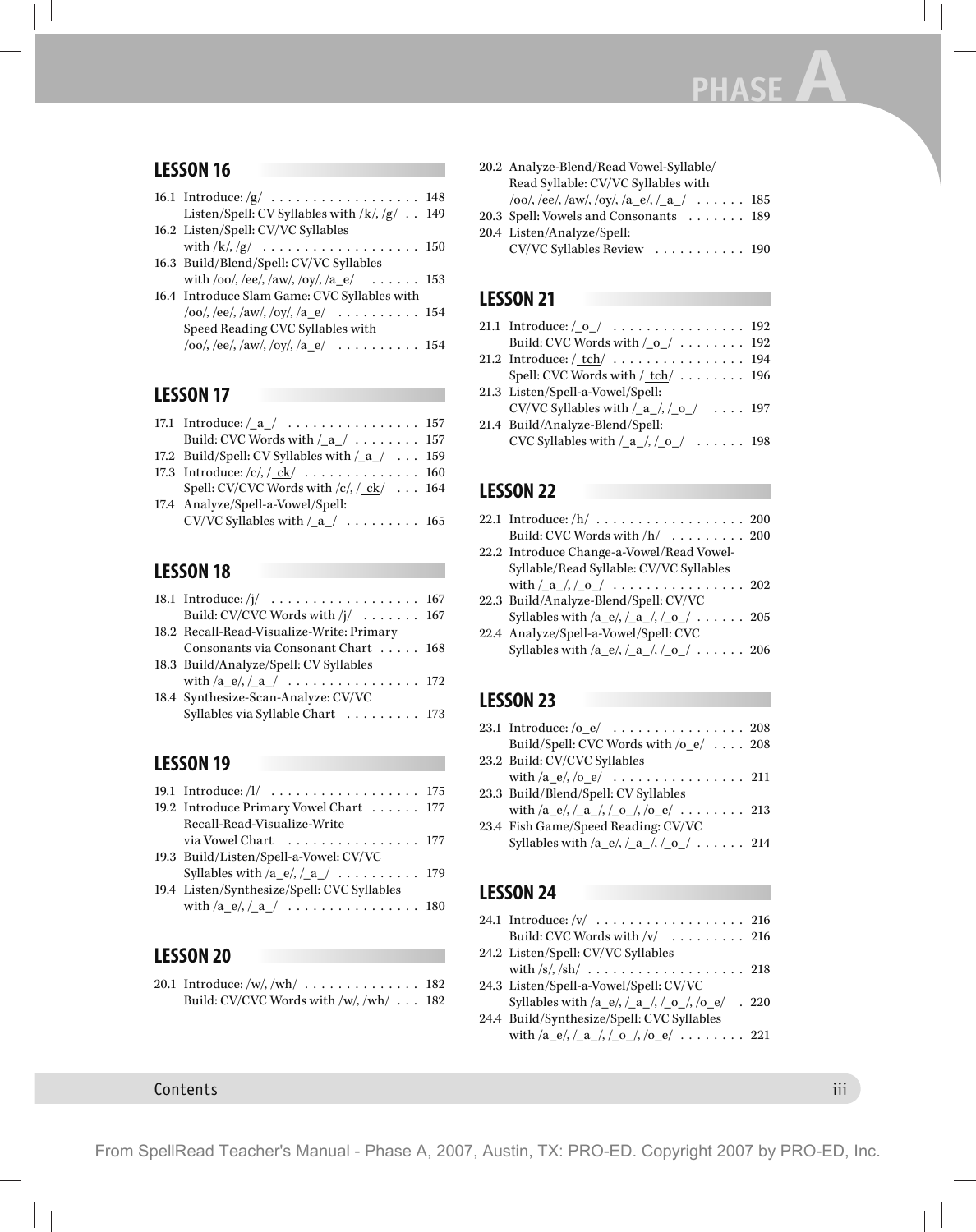# PHASE A

## LESSON 16

16.1 Introduce: /g/ . . . . . . . . . . . . . . . . . . 148
Listen/Spell: CV Syllables with /k/, /g/ . . 149
16.2 Listen/Spell: CV/VC Syllables with /k/, /g/ . . . . . . . . . . . . . . . . . . . 150
16.3 Build/Blend/Spell: CV/VC Syllables with /oo/, /ee/, /aw/, /oy/, /a_e/ . . . . . . 153
16.4 Introduce Slam Game: CVC Syllables with /oo/, /ee/, /aw/, /oy/, /a_e/ . . . . . . . . . . 154
Speed Reading CVC Syllables with /oo/, /ee/, /aw/, /oy/, /a_e/ . . . . . . . . . . 154

## LESSON 17

17.1 Introduce: /_a_/ . . . . . . . . . . . . . . . . 157
Build: CVC Words with /_a_/ . . . . . . . . 157
17.2 Build/Spell: CV Syllables with /_a_/ . . . 159
17.3 Introduce: /c/, /_ck/ . . . . . . . . . . . . . . 160
Spell: CV/CVC Words with /c/, /_ck/ . . . 164
17.4 Analyze/Spell-a-Vowel/Spell: CV/VC Syllables with /_a_/ . . . . . . . . . 165

## LESSON 18

18.1 Introduce: /j/ . . . . . . . . . . . . . . . . . . 167
Build: CV/CVC Words with /j/ . . . . . . . 167
18.2 Recall-Read-Visualize-Write: Primary Consonants via Consonant Chart . . . . . 168
18.3 Build/Analyze/Spell: CV Syllables with /a_e/, /_a_/ . . . . . . . . . . . . . . . . 172
18.4 Synthesize-Scan-Analyze: CV/VC Syllables via Syllable Chart . . . . . . . . . 173

## LESSON 19

19.1 Introduce: /l/ . . . . . . . . . . . . . . . . . . 175
19.2 Introduce Primary Vowel Chart . . . . . . 177
Recall-Read-Visualize-Write via Vowel Chart . . . . . . . . . . . . . . . . 177
19.3 Build/Listen/Spell-a-Vowel: CV/VC Syllables with /a_e/, /_a_/ . . . . . . . . . . 179
19.4 Listen/Synthesize/Spell: CVC Syllables with /a_e/, /_a_/ . . . . . . . . . . . . . . . . 180

## LESSON 20

20.1 Introduce: /w/, /wh/ . . . . . . . . . . . . . . 182
Build: CV/CVC Words with /w/, /wh/ . . . 182
20.2 Analyze-Blend/Read Vowel-Syllable/Read Syllable: CV/VC Syllables with /oo/, /ee/, /aw/, /oy/, /a_e/, /_a_/ . . . . . . 185
20.3 Spell: Vowels and Consonants . . . . . . . 189
20.4 Listen/Analyze/Spell: CV/VC Syllables Review . . . . . . . . . . . 190

## LESSON 21

21.1 Introduce: /_o_/ . . . . . . . . . . . . . . . . 192
Build: CVC Words with /_o_/ . . . . . . . . 192
21.2 Introduce: /_tch/ . . . . . . . . . . . . . . . . 194
Spell: CVC Words with /_tch/ . . . . . . . . 196
21.3 Listen/Spell-a-Vowel/Spell: CV/VC Syllables with /_a_/, /_o_/ . . . . 197
21.4 Build/Analyze-Blend/Spell: CVC Syllables with /_a_/, /_o_/ . . . . . . 198

## LESSON 22

22.1 Introduce: /h/ . . . . . . . . . . . . . . . . . . 200
Build: CVC Words with /h/ . . . . . . . . . 200
22.2 Introduce Change-a-Vowel/Read Vowel-Syllable/Read Syllable: CV/VC Syllables with /_a_/, /_o_/ . . . . . . . . . . . . . . . . 202
22.3 Build/Analyze-Blend/Spell: CV/VC Syllables with /a_e/, /_a_/, /_o_/ . . . . . . 205
22.4 Analyze/Spell-a-Vowel/Spell: CVC Syllables with /a_e/, /_a_/, /_o_/ . . . . . . 206

## LESSON 23

23.1 Introduce: /o_e/ . . . . . . . . . . . . . . . . 208
Build/Spell: CVC Words with /o_e/ . . . . 208
23.2 Build: CV/CVC Syllables with /a_e/, /o_e/ . . . . . . . . . . . . . . . . 211
23.3 Build/Blend/Spell: CV Syllables with /a_e/, /_a_/, /_o_/, /o_e/ . . . . . . . . 213
23.4 Fish Game/Speed Reading: CV/VC Syllables with /a_e/, /_a_/, /_o_/ . . . . . . 214

## LESSON 24

24.1 Introduce: /v/ . . . . . . . . . . . . . . . . . . 216
Build: CVC Words with /v/ . . . . . . . . . 216
24.2 Listen/Spell: CV/VC Syllables with /s/, /sh/ . . . . . . . . . . . . . . . . . . . 218
24.3 Listen/Spell-a-Vowel/Spell: CV/VC Syllables with /a_e/, /_a_/, /_o_/, /o_e/ . 220
24.4 Build/Synthesize/Spell: CVC Syllables with /a_e/, /_a_/, /_o_/, /o_e/ . . . . . . . . 221

From SpellRead Teacher's Manual - Phase A, 2007, Austin, TX: PRO-ED. Copyright 2007 by PRO-ED, Inc.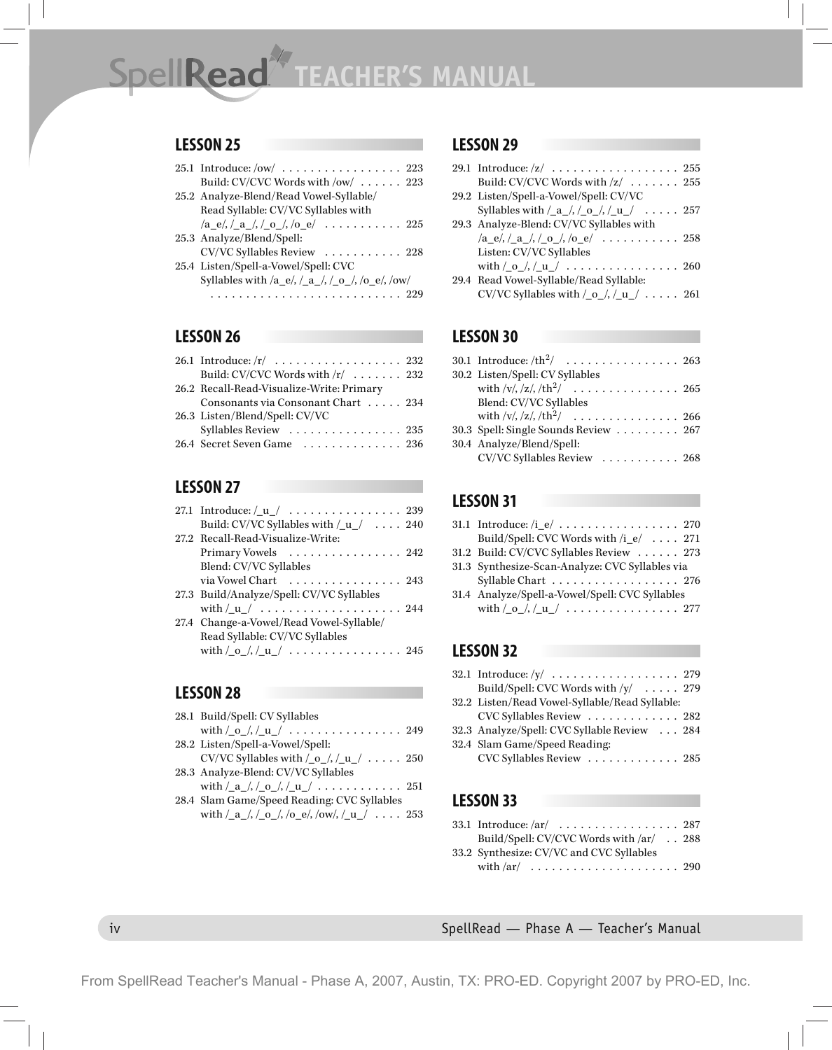## LESSON 25

25.1 Introduce: /ow/ . . . . . . . . . . . . . . . . . 223
Build: CV/CVC Words with /ow/ . . . . . . 223
25.2 Analyze-Blend/Read Vowel-Syllable/
Read Syllable: CV/VC Syllables with
/a_e/, /_a_/, /_o_/, /o_e/ . . . . . . . . . . . 225
25.3 Analyze/Blend/Spell:
CV/VC Syllables Review . . . . . . . . . . . 228
25.4 Listen/Spell-a-Vowel/Spell: CVC
Syllables with /a_e/, /_a_/, /_o_/, /o_e/, /ow/
. . . . . . . . . . . . . . . . . . . . . . . . . . . 229

## LESSON 26

26.1 Introduce: /r/ . . . . . . . . . . . . . . . . . . 232
Build: CV/CVC Words with /r/ . . . . . . . 232
26.2 Recall-Read-Visualize-Write: Primary
Consonants via Consonant Chart . . . . . 234
26.3 Listen/Blend/Spell: CV/VC
Syllables Review . . . . . . . . . . . . . . . . 235
26.4 Secret Seven Game . . . . . . . . . . . . . . 236

## LESSON 27

27.1 Introduce: /_u_/ . . . . . . . . . . . . . . . . 239
Build: CV/VC Syllables with /_u_/ . . . . 240
27.2 Recall-Read-Visualize-Write:
Primary Vowels . . . . . . . . . . . . . . . . 242
Blend: CV/VC Syllables
via Vowel Chart . . . . . . . . . . . . . . . . 243
27.3 Build/Analyze/Spell: CV/VC Syllables
with /_u_/ . . . . . . . . . . . . . . . . . . . . 244
27.4 Change-a-Vowel/Read Vowel-Syllable/
Read Syllable: CV/VC Syllables
with /_o_/, /_u_/ . . . . . . . . . . . . . . . . 245

## LESSON 28

28.1 Build/Spell: CV Syllables
with /_o_/, /_u_/ . . . . . . . . . . . . . . . . 249
28.2 Listen/Spell-a-Vowel/Spell:
CV/VC Syllables with /_o_/, /_u_/ . . . . . 250
28.3 Analyze-Blend: CV/VC Syllables
with /_a_/, /_o_/, /_u_/ . . . . . . . . . . . . 251
28.4 Slam Game/Speed Reading: CVC Syllables
with /_a_/, /_o_/, /o_e/, /ow/, /_u_/ . . . . 253

## LESSON 29

29.1 Introduce: /z/ . . . . . . . . . . . . . . . . . . 255
Build: CV/CVC Words with /z/ . . . . . . . 255
29.2 Listen/Spell-a-Vowel/Spell: CV/VC
Syllables with /_a_/, /_o_/, /_u_/ . . . . . 257
29.3 Analyze-Blend: CV/VC Syllables with
/a_e/, /_a_/, /_o_/, /o_e/ . . . . . . . . . . . 258
Listen: CV/VC Syllables
with /_o_/, /_u_/ . . . . . . . . . . . . . . . . 260
29.4 Read Vowel-Syllable/Read Syllable:
CV/VC Syllables with /_o_/, /_u_/ . . . . . 261

## LESSON 30

30.1 Introduce: /th[2]/ . . . . . . . . . . . . . . . . 263
30.2 Listen/Spell: CV Syllables
with /v/, /z/, /th[2]/ . . . . . . . . . . . . . . . 265
Blend: CV/VC Syllables
with /v/, /z/, /th[2]/ . . . . . . . . . . . . . . . 266
30.3 Spell: Single Sounds Review . . . . . . . . . 267
30.4 Analyze/Blend/Spell:
CV/VC Syllables Review . . . . . . . . . . . 268

## LESSON 31

31.1 Introduce: /i_e/ . . . . . . . . . . . . . . . . . 270
Build/Spell: CVC Words with /i_e/ . . . . 271
31.2 Build: CV/CVC Syllables Review . . . . . . 273
31.3 Synthesize-Scan-Analyze: CVC Syllables via
Syllable Chart . . . . . . . . . . . . . . . . . . 276
31.4 Analyze/Spell-a-Vowel/Spell: CVC Syllables
with /_o_/, /_u_/ . . . . . . . . . . . . . . . . 277

## LESSON 32

32.1 Introduce: /y/ . . . . . . . . . . . . . . . . . . 279
Build/Spell: CVC Words with /y/ . . . . . 279
32.2 Listen/Read Vowel-Syllable/Read Syllable:
CVC Syllables Review . . . . . . . . . . . . . 282
32.3 Analyze/Spell: CVC Syllable Review . . . 284
32.4 Slam Game/Speed Reading:
CVC Syllables Review . . . . . . . . . . . . . 285

## LESSON 33

33.1 Introduce: /ar/ . . . . . . . . . . . . . . . . . 287
Build/Spell: CV/CVC Words with /ar/ . . 288
33.2 Synthesize: CV/VC and CVC Syllables
with /ar/ . . . . . . . . . . . . . . . . . . . . . 290

From SpellRead Teacher's Manual - Phase A, 2007, Austin, TX: PRO-ED. Copyright 2007 by PRO-ED, Inc.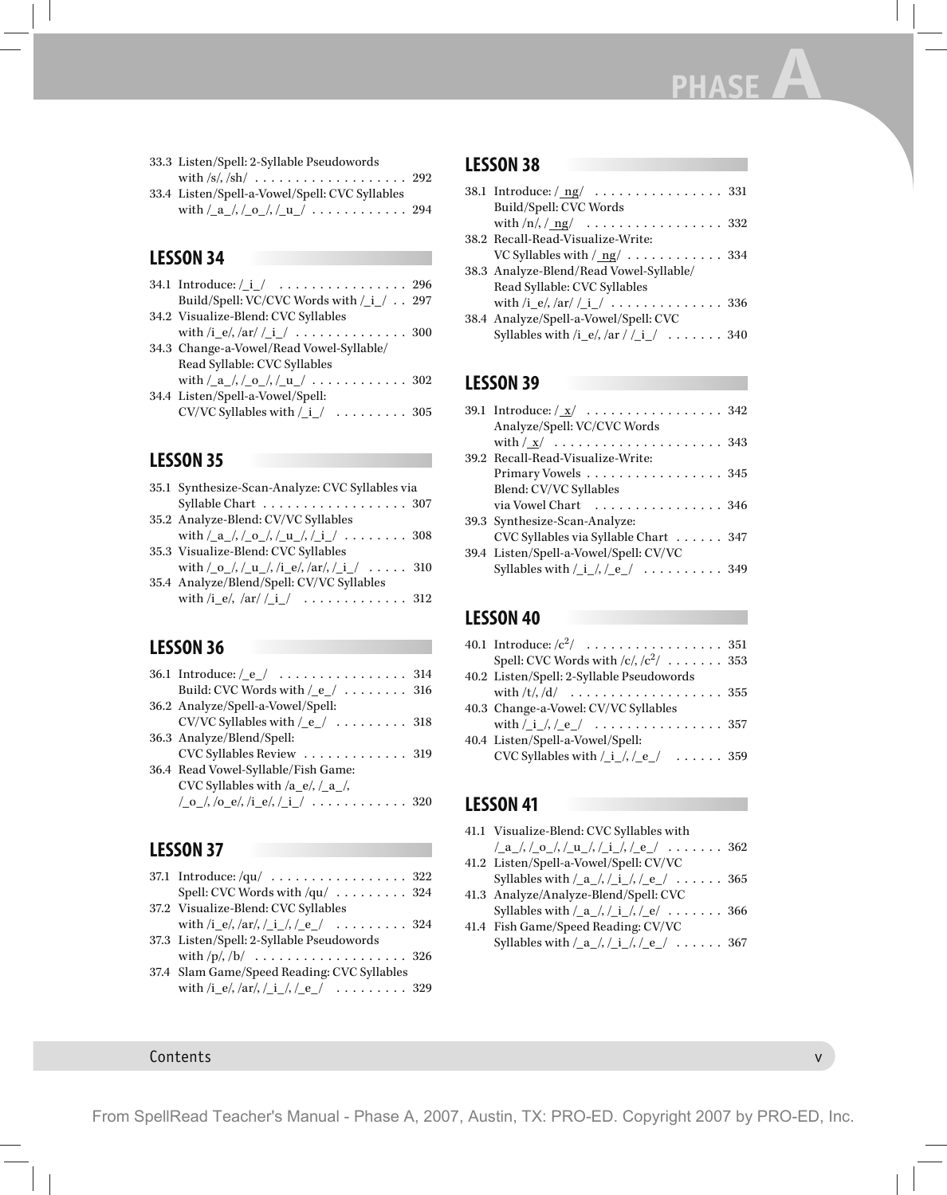# PHASE A

33.3 Listen/Spell: 2-Syllable Pseudowords with /s/, /sh/ . . . . . . . . . . . . . . . . . . . 292
33.4 Listen/Spell-a-Vowel/Spell: CVC Syllables with /_a_/, /_o_/, /_u_/ . . . . . . . . . . . . 294

## LESSON 34

34.1 Introduce: /_i_/ . . . . . . . . . . . . . . . . 296
Build/Spell: VC/CVC Words with /_i_/ . . 297
34.2 Visualize-Blend: CVC Syllables with /i_e/, /ar/ /_i_/ . . . . . . . . . . . . . . 300
34.3 Change-a-Vowel/Read Vowel-Syllable/ Read Syllable: CVC Syllables with /_a_/, /_o_/, /_u_/ . . . . . . . . . . . . 302
34.4 Listen/Spell-a-Vowel/Spell: CV/VC Syllables with /_i_/ . . . . . . . . . 305

## LESSON 35

35.1 Synthesize-Scan-Analyze: CVC Syllables via Syllable Chart . . . . . . . . . . . . . . . . . . 307
35.2 Analyze-Blend: CV/VC Syllables with /_a_/, /_o_/, /_u_/, /_i_/ . . . . . . . . 308
35.3 Visualize-Blend: CVC Syllables with /_o_/, /_u_/, /i_e/, /ar/, /_i_/ . . . . . 310
35.4 Analyze/Blend/Spell: CV/VC Syllables with /i_e/, /ar/ /_i_/ . . . . . . . . . . . . . 312

## LESSON 36

36.1 Introduce: /_e_/ . . . . . . . . . . . . . . . . 314
Build: CVC Words with /_e_/ . . . . . . . . 316
36.2 Analyze/Spell-a-Vowel/Spell: CV/VC Syllables with /_e_/ . . . . . . . . . 318
36.3 Analyze/Blend/Spell: CVC Syllables Review . . . . . . . . . . . . . 319
36.4 Read Vowel-Syllable/Fish Game: CVC Syllables with /a_e/, /_a_/, /_o_/, /o_e/, /i_e/, /_i_/ . . . . . . . . . . . . 320

## LESSON 37

37.1 Introduce: /qu/ . . . . . . . . . . . . . . . . . 322
Spell: CVC Words with /qu/ . . . . . . . . . 324
37.2 Visualize-Blend: CVC Syllables with /i_e/, /ar/, /_i_/, /_e_/ . . . . . . . . . 324
37.3 Listen/Spell: 2-Syllable Pseudowords with /p/, /b/ . . . . . . . . . . . . . . . . . . . 326
37.4 Slam Game/Speed Reading: CVC Syllables with /i_e/, /ar/, /_i_/, /_e_/ . . . . . . . . . 329

## LESSON 38

38.1 Introduce: /_ng/ . . . . . . . . . . . . . . . . 331
Build/Spell: CVC Words with /n/, /_ng/ . . . . . . . . . . . . . . . . . 332
38.2 Recall-Read-Visualize-Write: VC Syllables with /_ng/ . . . . . . . . . . . . 334
38.3 Analyze-Blend/Read Vowel-Syllable/ Read Syllable: CVC Syllables with /i_e/, /ar/ /_i_/ . . . . . . . . . . . . . . 336
38.4 Analyze/Spell-a-Vowel/Spell: CVC Syllables with /i_e/, /ar / /_i_/ . . . . . . . 340

## LESSON 39

39.1 Introduce: /_x/ . . . . . . . . . . . . . . . . . 342
Analyze/Spell: VC/CVC Words with /_x/ . . . . . . . . . . . . . . . . . . . . . 343
39.2 Recall-Read-Visualize-Write: Primary Vowels . . . . . . . . . . . . . . . . . 345
Blend: CV/VC Syllables via Vowel Chart . . . . . . . . . . . . . . . . 346
39.3 Synthesize-Scan-Analyze: CVC Syllables via Syllable Chart . . . . . . 347
39.4 Listen/Spell-a-Vowel/Spell: CV/VC Syllables with /_i_/, /_e_/ . . . . . . . . . . 349

## LESSON 40

40.1 Introduce: /$c^2$/ . . . . . . . . . . . . . . . . . 351
Spell: CVC Words with /c/, /$c^2$/ . . . . . . . 353
40.2 Listen/Spell: 2-Syllable Pseudowords with /t/, /d/ . . . . . . . . . . . . . . . . . . . 355
40.3 Change-a-Vowel: CV/VC Syllables with /_i_/, /_e_/ . . . . . . . . . . . . . . . . 357
40.4 Listen/Spell-a-Vowel/Spell: CVC Syllables with /_i_/, /_e_/ . . . . . . 359

## LESSON 41

41.1 Visualize-Blend: CVC Syllables with /_a_/, /_o_/, /_u_/, /_i_/, /_e_/ . . . . . . . 362
41.2 Listen/Spell-a-Vowel/Spell: CV/VC Syllables with /_a_/, /_i_/, /_e_/ . . . . . . 365
41.3 Analyze/Analyze-Blend/Spell: CVC Syllables with /_a_/, /_i_/, /_e/ . . . . . . . 366
41.4 Fish Game/Speed Reading: CV/VC Syllables with /_a_/, /_i_/, /_e_/ . . . . . . 367

From SpellRead Teacher's Manual - Phase A, 2007, Austin, TX: PRO-ED. Copyright 2007 by PRO-ED, Inc.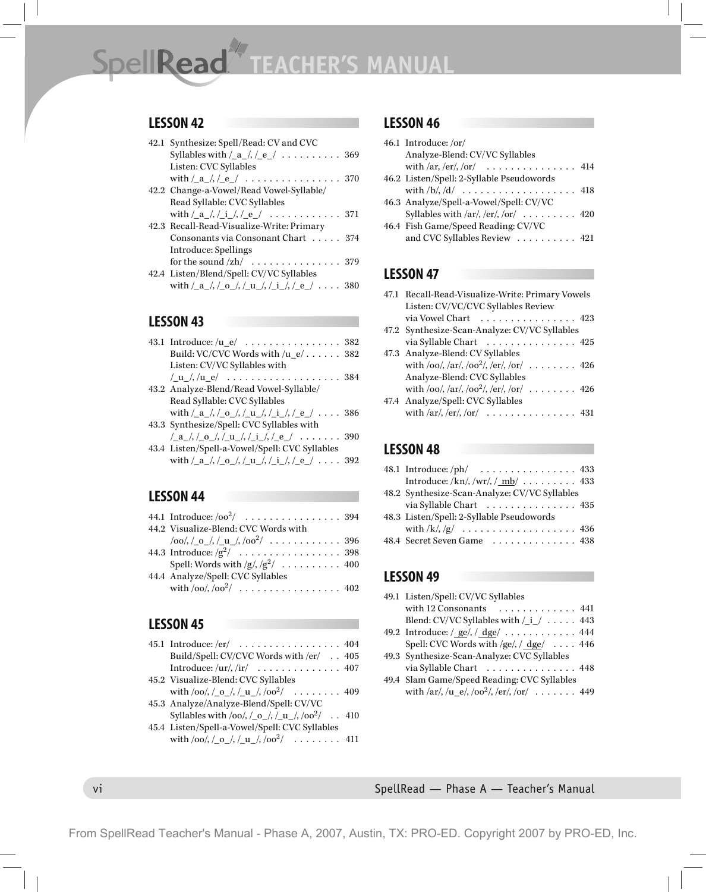## LESSON 42

42.1 Synthesize: Spell/Read: CV and CVC Syllables with /_a_/, /_e_/ . . . . . . . . . . 369
Listen: CVC Syllables with /_a_/, /_e_/ . . . . . . . . . . . . . . . . 370
42.2 Change-a-Vowel/Read Vowel-Syllable/ Read Syllable: CVC Syllables with /_a_/, /_i_/, /_e_/ . . . . . . . . . . . . 371
42.3 Recall-Read-Visualize-Write: Primary Consonants via Consonant Chart . . . . . 374
Introduce: Spellings for the sound /zh/ . . . . . . . . . . . . . . . 379
42.4 Listen/Blend/Spell: CV/VC Syllables with /_a_/, /_o_/, /_u_/, /_i_/, /_e_/ . . . . 380

## LESSON 43

43.1 Introduce: /u_e/ . . . . . . . . . . . . . . . . 382
Build: VC/CVC Words with /u_e/ . . . . . . 382
Listen: CV/VC Syllables with /_u_/, /u_e/ . . . . . . . . . . . . . . . . . . . 384
43.2 Analyze-Blend/Read Vowel-Syllable/ Read Syllable: CVC Syllables with /_a_/, /_o_/, /_u_/, /_i_/, /_e_/ . . . . 386
43.3 Synthesize/Spell: CVC Syllables with /_a_/, /_o_/, /_u_/, /_i_/, /_e_/ . . . . . . . 390
43.4 Listen/Spell-a-Vowel/Spell: CVC Syllables with /_a_/, /_o_/, /_u_/, /_i_/, /_e_/ . . . . 392

## LESSON 44

44.1 Introduce: /oo$^2$/ . . . . . . . . . . . . . . . . 394
44.2 Visualize-Blend: CVC Words with /oo/, /_o_/, /_u_/, /oo$^2$/ . . . . . . . . . . . . 396
44.3 Introduce: /g$^2$/ . . . . . . . . . . . . . . . . . 398
Spell: Words with /g/, /g$^2$/ . . . . . . . . . . 400
44.4 Analyze/Spell: CVC Syllables with /oo/, /oo$^2$/ . . . . . . . . . . . . . . . . . 402

## LESSON 45

45.1 Introduce: /er/ . . . . . . . . . . . . . . . . . 404
Build/Spell: CV/CVC Words with /er/ . . 405
Introduce: /ur/, /ir/ . . . . . . . . . . . . . . 407
45.2 Visualize-Blend: CVC Syllables with /oo/, /_o_/, /_u_/, /oo$^2$/ . . . . . . . . 409
45.3 Analyze/Analyze-Blend/Spell: CV/VC Syllables with /oo/, /_o_/, /_u_/, /oo$^2$/ . . 410
45.4 Listen/Spell-a-Vowel/Spell: CVC Syllables with /oo/, /_o_/, /_u_/, /oo$^2$/ . . . . . . . . 411

## LESSON 46

46.1 Introduce: /or/
Analyze-Blend: CV/VC Syllables with /ar, /er/, /or/ . . . . . . . . . . . . . . . 414
46.2 Listen/Spell: 2-Syllable Pseudowords with /b/, /d/ . . . . . . . . . . . . . . . . . . . 418
46.3 Analyze/Spell-a-Vowel/Spell: CV/VC Syllables with /ar/, /er/, /or/ . . . . . . . . . 420
46.4 Fish Game/Speed Reading: CV/VC and CVC Syllables Review . . . . . . . . . . 421

## LESSON 47

47.1 Recall-Read-Visualize-Write: Primary Vowels
Listen: CV/VC/CVC Syllables Review via Vowel Chart . . . . . . . . . . . . . . . . 423
47.2 Synthesize-Scan-Analyze: CV/VC Syllables via Syllable Chart . . . . . . . . . . . . . . . 425
47.3 Analyze-Blend: CV Syllables with /oo/, /ar/, /oo$^2$/, /er/, /or/ . . . . . . . . 426
Analyze-Blend: CVC Syllables with /oo/, /ar/, /oo$^2$/, /er/, /or/ . . . . . . . . 426
47.4 Analyze/Spell: CVC Syllables with /ar/, /er/, /or/ . . . . . . . . . . . . . . . 431

## LESSON 48

48.1 Introduce: /ph/ . . . . . . . . . . . . . . . . 433
Introduce: /kn/, /wr/, /_mb/ . . . . . . . . . 433
48.2 Synthesize-Scan-Analyze: CV/VC Syllables via Syllable Chart . . . . . . . . . . . . . . . 435
48.3 Listen/Spell: 2-Syllable Pseudowords with /k/, /g/ . . . . . . . . . . . . . . . . . . . 436
48.4 Secret Seven Game . . . . . . . . . . . . . . 438

## LESSON 49

49.1 Listen/Spell: CV/VC Syllables with 12 Consonants . . . . . . . . . . . . . 441
Blend: CV/VC Syllables with /_i_/ . . . . . 443
49.2 Introduce: /_ge/, /_dge/ . . . . . . . . . . . . 444
Spell: CVC Words with /ge/, /_dge/ . . . . 446
49.3 Synthesize-Scan-Analyze: CVC Syllables via Syllable Chart . . . . . . . . . . . . . . . 448
49.4 Slam Game/Speed Reading: CVC Syllables with /ar/, /u_e/, /oo$^2$/, /er/, /or/ . . . . . . . 449

From SpellRead Teacher's Manual - Phase A, 2007, Austin, TX: PRO-ED. Copyright 2007 by PRO-ED, Inc.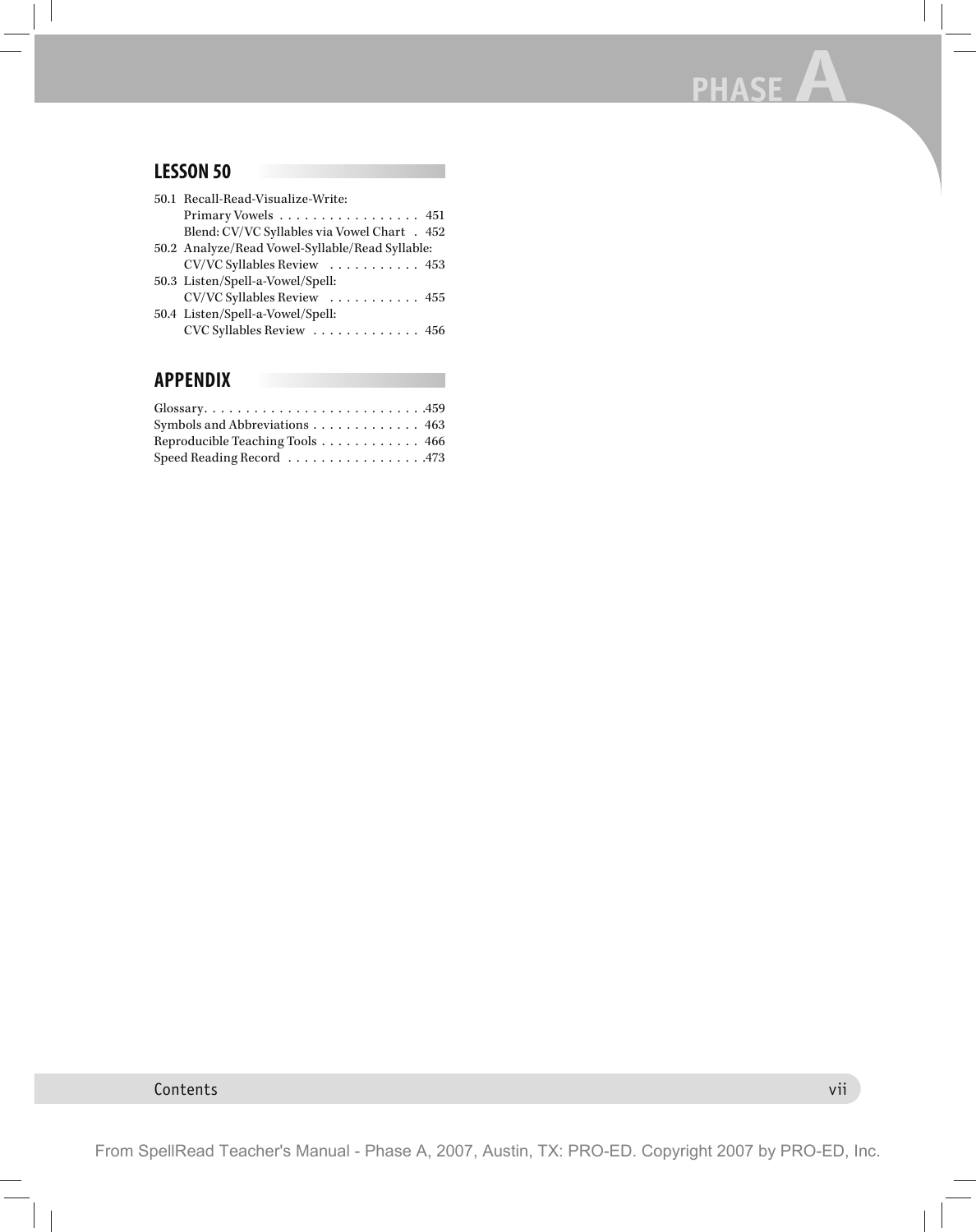## LESSON 50

50.1 Recall-Read-Visualize-Write:
Primary Vowels . . . . . . . . . . . . . . . . . 451
Blend: CV/VC Syllables via Vowel Chart . 452

50.2 Analyze/Read Vowel-Syllable/Read Syllable:
CV/VC Syllables Review . . . . . . . . . . . 453

50.3 Listen/Spell-a-Vowel/Spell:
CV/VC Syllables Review . . . . . . . . . . . 455

50.4 Listen/Spell-a-Vowel/Spell:
CVC Syllables Review . . . . . . . . . . . . . 456

## APPENDIX

Glossary. . . . . . . . . . . . . . . . . . . . . . . . . . .459
Symbols and Abbreviations . . . . . . . . . . . . . 463
Reproducible Teaching Tools . . . . . . . . . . . . 466
Speed Reading Record . . . . . . . . . . . . . . . . .473

From SpellRead Teacher's Manual - Phase A, 2007, Austin, TX: PRO-ED. Copyright 2007 by PRO-ED, Inc.